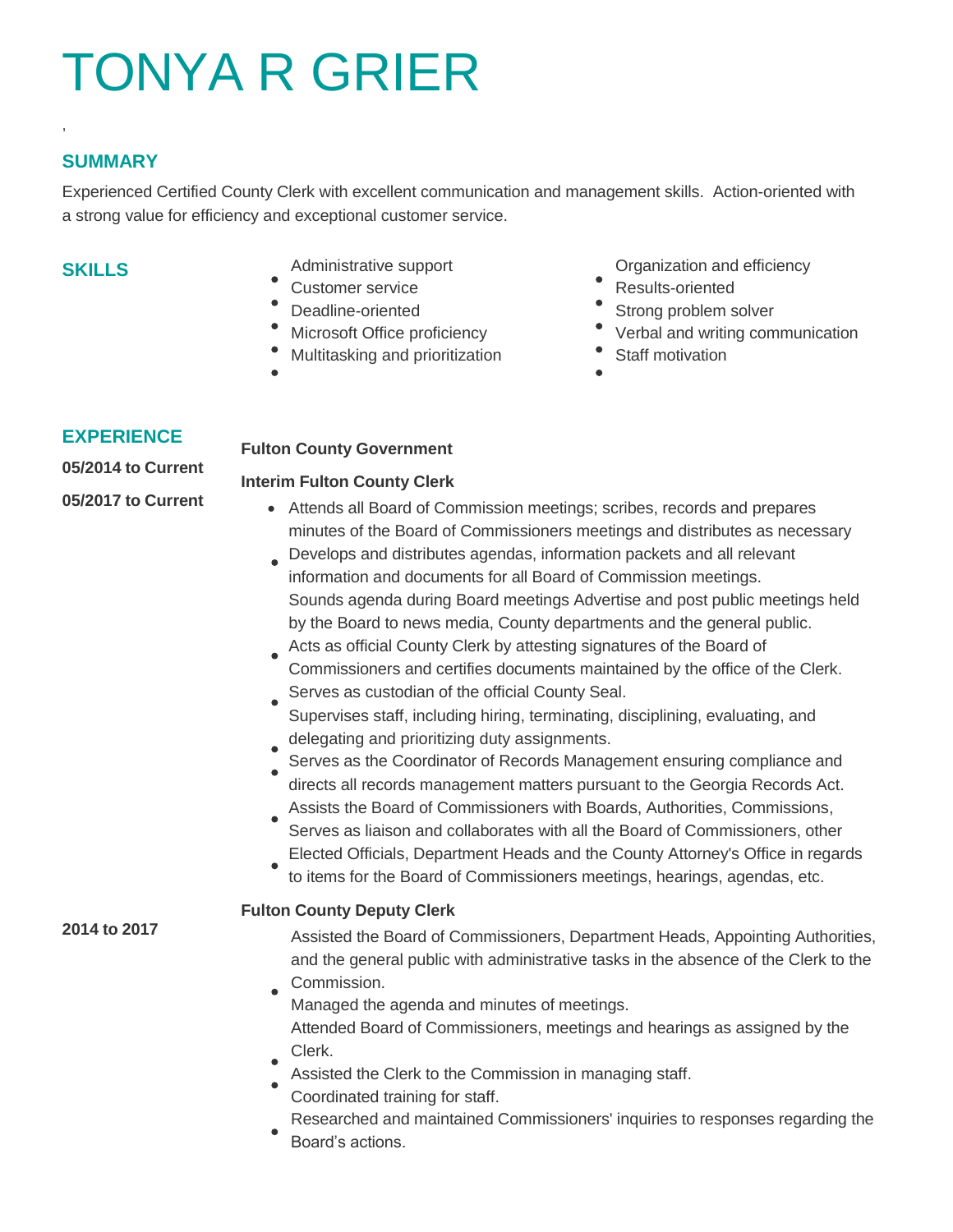# TONYA R GRIER

,

## SUMMARY

Experienced Certified County Clerk with excellent communication and management skills. Action-oriented with a strong value for efficiency and exceptional customer service.

## SKILLS

- Administrative support
- Customer service
- Deadline-oriented
- Microsoft Office proficiency
- Multitasking and prioritization
- Organization and efficiency
- Results-oriented
- Strong problem solver
- Verbal and writing communication
- Staff motivation

## EXPERIENCE

**Fulton County Government**

**05/2014 to Current**

**Interim Fulton County Clerk**

**05/2017 to Current**

- Attends all Board of Commission meetings; scribes, records and prepares minutes of the Board of Commissioners meetings and distributes as necessary
- Develops and distributes agendas, information packets and all relevant information and documents for all Board of Commission meetings.
- Sounds agenda during Board meetings Advertise and post public meetings held by the Board to news media, County departments and the general public.
- Acts as official County Clerk by attesting signatures of the Board of Commissioners and certifies documents maintained by the office of the Clerk.
- Serves as custodian of the official County Seal.
- Supervises staff, including hiring, terminating, disciplining, evaluating, and delegating and prioritizing duty assignments.
- Serves as the Coordinator of Records Management ensuring compliance and directs all records management matters pursuant to the Georgia Records Act.
- Assists the Board of Commissioners with Boards, Authorities, Commissions,
- Serves as liaison and collaborates with all the Board of Commissioners, other Elected Officials, Department Heads and the County Attorney's Office in regards to items for the Board of Commissioners meetings, hearings, agendas, etc.

**Fulton County Deputy Clerk**

**2014 to 2017**

- Assisted the Board of Commissioners, Department Heads, Appointing Authorities, and the general public with administrative tasks in the absence of the Clerk to the Commission.
- Managed the agenda and minutes of meetings.
- Attended Board of Commissioners, meetings and hearings as assigned by the Clerk.
- Assisted the Clerk to the Commission in managing staff.
- Coordinated training for staff.
- Researched and maintained Commissioners' inquiries to responses regarding the Board's actions.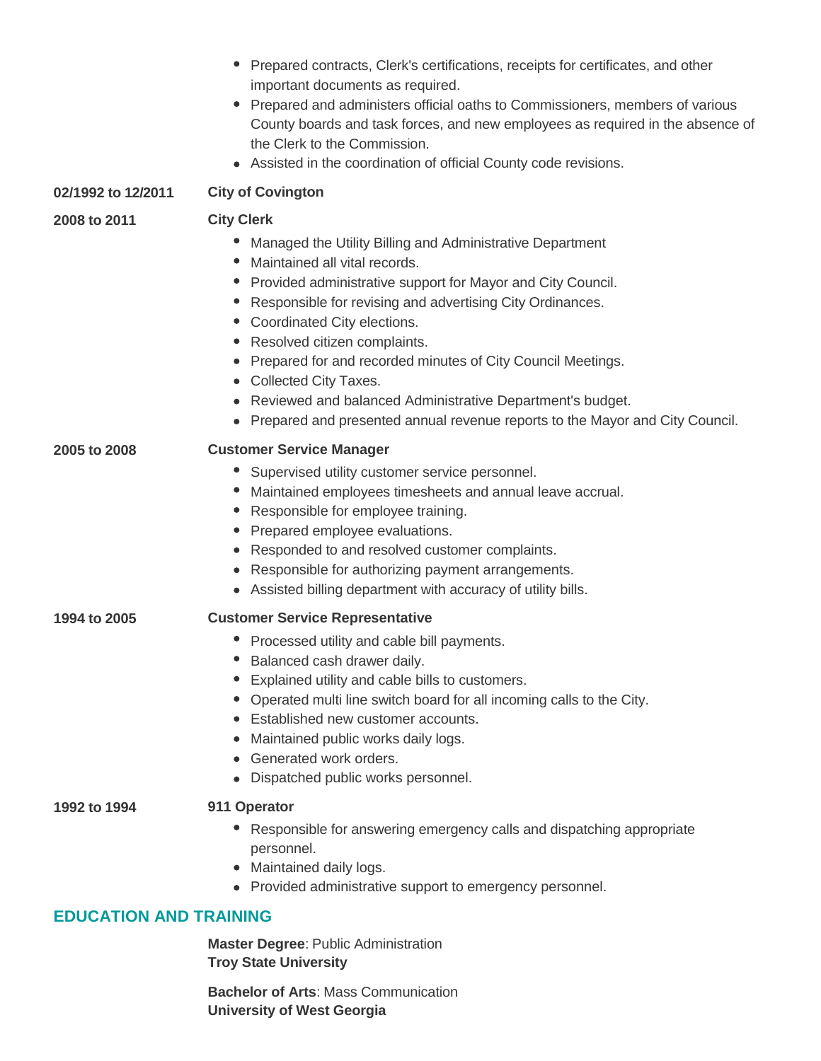- Prepared contracts, Clerk's certifications, receipts for certificates, and other important documents as required.
- Prepared and administers official oaths to Commissioners, members of various County boards and task forces, and new employees as required in the absence of the Clerk to the Commission.
- Assisted in the coordination of official County code revisions.

**02/1992 to 12/2011** **City of Covington**

**2008 to 2011** **City Clerk**

- Managed the Utility Billing and Administrative Department
- Maintained all vital records.
- Provided administrative support for Mayor and City Council.
- Responsible for revising and advertising City Ordinances.
- Coordinated City elections.
- Resolved citizen complaints.
- Prepared for and recorded minutes of City Council Meetings.
- Collected City Taxes.
- Reviewed and balanced Administrative Department's budget.
- Prepared and presented annual revenue reports to the Mayor and City Council.

**2005 to 2008** **Customer Service Manager**

- Supervised utility customer service personnel.
- Maintained employees timesheets and annual leave accrual.
- Responsible for employee training.
- Prepared employee evaluations.
- Responded to and resolved customer complaints.
- Responsible for authorizing payment arrangements.
- Assisted billing department with accuracy of utility bills.

**1994 to 2005** **Customer Service Representative**

- Processed utility and cable bill payments.
- Balanced cash drawer daily.
- Explained utility and cable bills to customers.
- Operated multi line switch board for all incoming calls to the City.
- Established new customer accounts.
- Maintained public works daily logs.
- Generated work orders.
- Dispatched public works personnel.

**1992 to 1994** **911 Operator**

- Responsible for answering emergency calls and dispatching appropriate personnel.
- Maintained daily logs.
- Provided administrative support to emergency personnel.

## EDUCATION AND TRAINING

**Master Degree**: Public Administration
**Troy State University**

**Bachelor of Arts**: Mass Communication
**University of West Georgia**